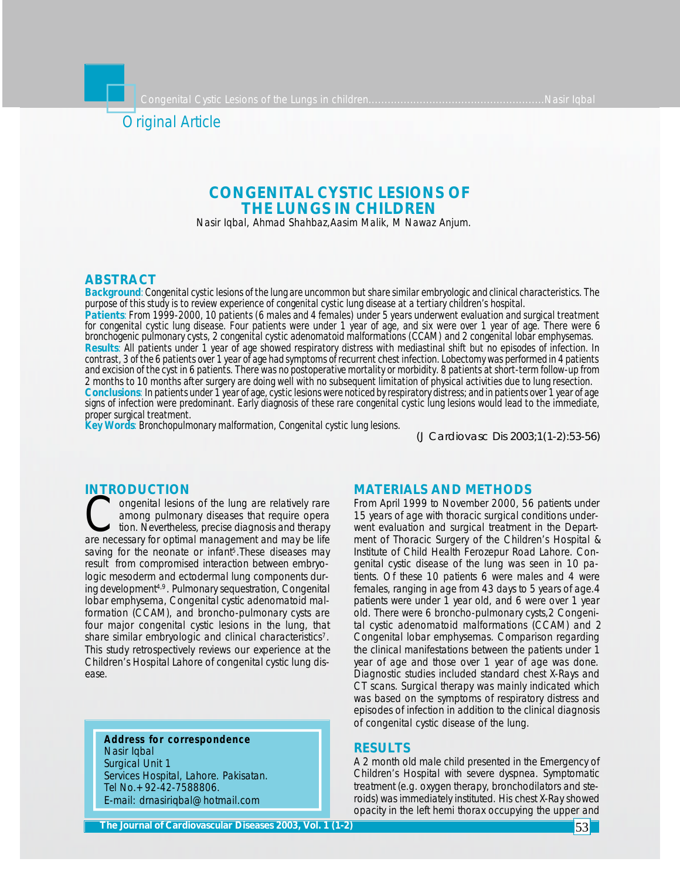Original Article

# CONGENITAL CYSTIC LESIONS OF THE LUNGS IN CHILDREN

Nasir Iqbal, Ahmad Shahbaz,Aasim Malik, M Nawaz Anjum.

## ABSTRACT

**Background**: Congenital cystic lesions of the lung are uncommon but share similar embryologic and clinical characteristics. The purpose of this study is to review experience of congenital cystic lung disease at a tertiary children's hospital.

**Patients**: From 1999-2000, 10 patients (6 males and 4 females) under 5 years underwent evaluation and surgical treatment for congenital cystic lung disease. Four patients were under 1 year of age, and six were over 1 year of age. There were 6 bronchogenic pulmonary cysts, 2 congenital cystic adenomatoid malformations (CCAM) and 2 congenital lobar emphysemas.

**Results**: All patients under 1 year of age showed respiratory distress with mediastinal shift but no episodes of infection. In contrast, 3 of the 6 patients over 1 year of age had symptoms of recurrent chest infection. Lobectomy was performed in 4 patients and excision of the cyst in 6 patients. There was no postoperative mortality or morbidity. 8 patients at short-term follow-up from 2 months to 10 months after surgery are doing well with no subsequent limitation of physical activities due to lung resection.

**Conclusions**: In patients under 1 year of age, cystic lesions were noticed by respiratory distress; and in patients over 1 year of age signs of infection were predominant. Early diagnosis of these rare congenital cystic lung lesions would lead to the immediate, proper surgical treatment.

**Key Words**: Bronchopulmonary malformation, Congenital cystic lung lesions.

(J Cardiovasc Dis 2003;1(1-2):53-56)

## INTRODUCTION

Congenital lesions of the lung are relatively rare among pulmonary diseases that require operation. Nevertheless, precise diagnosis and therapy are necessary for optimal management and may be life saving for the neonate or infant[5].These diseases may result from compromised interaction between embryologic mesoderm and ectodermal lung components during development[4,9]. Pulmonary sequestration, Congenital lobar emphysema, Congenital cystic adenomatoid malformation (CCAM), and broncho-pulmonary cysts are four major congenital cystic lesions in the lung, that share similar embryologic and clinical characteristics[7]. This study retrospectively reviews our experience at the Children's Hospital Lahore of congenital cystic lung disease.

**Address for correspondence**
Nasir Iqbal
Surgical Unit 1
Services Hospital, Lahore. Pakisatan.
Tel No.+92-42-7588806.
E-mail: drnasiriqbal@hotmail.com

## MATERIALS AND METHODS

From April 1999 to November 2000, 56 patients under 15 years of age with thoracic surgical conditions underwent evaluation and surgical treatment in the Department of Thoracic Surgery of the Children's Hospital & Institute of Child Health Ferozepur Road Lahore. Congenital cystic disease of the lung was seen in 10 patients. Of these 10 patients 6 were males and 4 were females, ranging in age from 43 days to 5 years of age.4 patients were under 1 year old, and 6 were over 1 year old. There were 6 broncho-pulmonary cysts,2 Congenital cystic adenomatoid malformations (CCAM) and 2 Congenital lobar emphysemas. Comparison regarding the clinical manifestations between the patients under 1 year of age and those over 1 year of age was done. Diagnostic studies included standard chest X-Rays and CT scans. Surgical therapy was mainly indicated which was based on the symptoms of respiratory distress and episodes of infection in addition to the clinical diagnosis of congenital cystic disease of the lung.

## RESULTS

A 2 month old male child presented in the Emergency of Children's Hospital with severe dyspnea. Symptomatic treatment (e.g. oxygen therapy, bronchodilators and steroids) was immediately instituted. His chest X-Ray showed opacity in the left hemi thorax occupying the upper and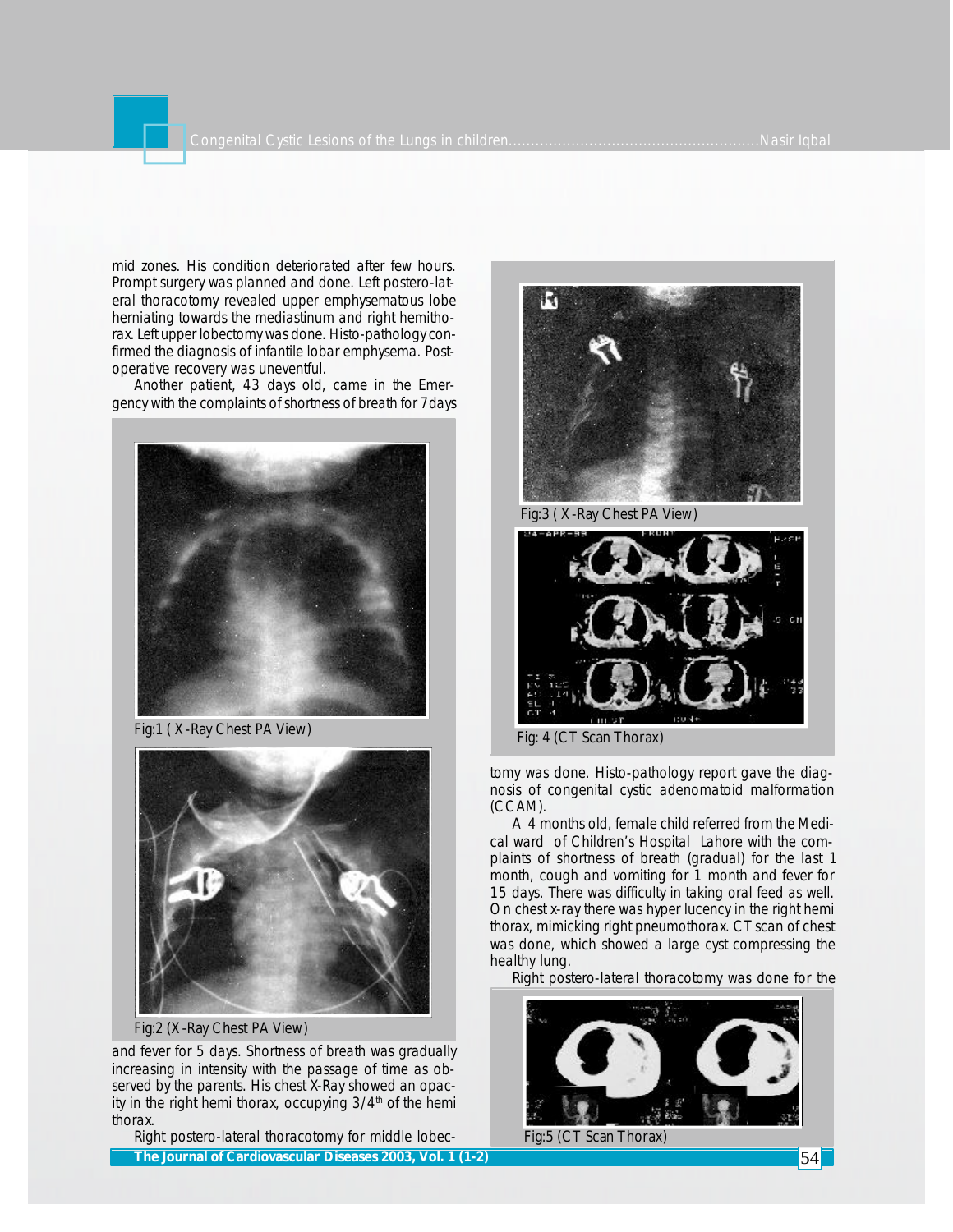mid zones. His condition deteriorated after few hours. Prompt surgery was planned and done. Left postero-lateral thoracotomy revealed upper emphysematous lobe herniating towards the mediastinum and right hemithorax. Left upper lobectomy was done. Histo-pathology confirmed the diagnosis of infantile lobar emphysema. Post-operative recovery was uneventful.

Another patient, 43 days old, came in the Emergency with the complaints of shortness of breath for 7 days

Fig:1 ( X-Ray Chest PA View)

Fig:2 (X-Ray Chest PA View)

and fever for 5 days. Shortness of breath was gradually increasing in intensity with the passage of time as observed by the parents. His chest X-Ray showed an opacity in the right hemi thorax, occupying 3/4th of the hemi thorax.

Right postero-lateral thoracotomy for middle lobectomy was done. Histo-pathology report gave the diagnosis of congenital cystic adenomatoid malformation (CCAM).

Fig:3 ( X-Ray Chest PA View)

Fig: 4 (CT Scan Thorax)

A 4 months old, female child referred from the Medical ward of Children's Hospital Lahore with the complaints of shortness of breath (gradual) for the last 1 month, cough and vomiting for 1 month and fever for 15 days. There was difficulty in taking oral feed as well. On chest x-ray there was hyper lucency in the right hemi thorax, mimicking right pneumothorax. CT scan of chest was done, which showed a large cyst compressing the healthy lung.

Right postero-lateral thoracotomy was done for the

Fig:5 (CT Scan Thorax)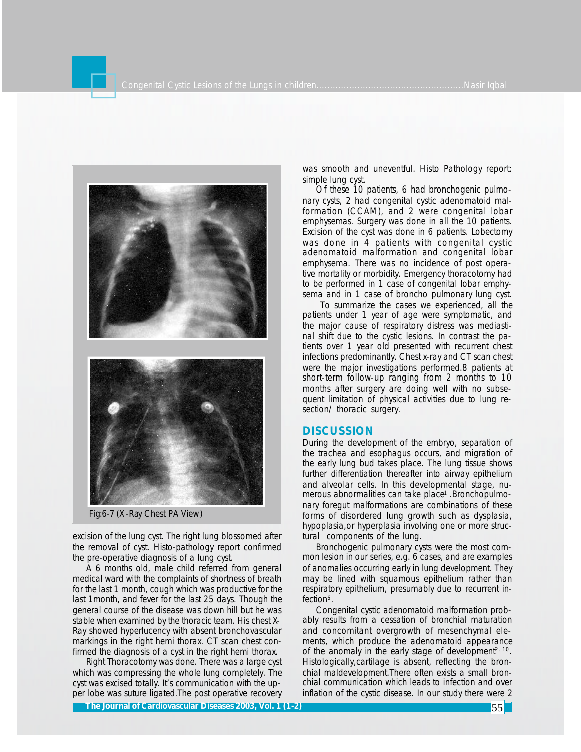Fig:6-7 (X-Ray Chest PA View)

excision of the lung cyst. The right lung blossomed after the removal of cyst. Histo-pathology report confirmed the pre-operative diagnosis of a lung cyst.

A 6 months old, male child referred from general medical ward with the complaints of shortness of breath for the last 1 month, cough which was productive for the last 1month, and fever for the last 25 days. Though the general course of the disease was down hill but he was stable when examined by the thoracic team. His chest X-Ray showed hyperlucency with absent bronchovascular markings in the right hemi thorax. CT scan chest confirmed the diagnosis of a cyst in the right hemi thorax.

Right Thoracotomy was done. There was a large cyst which was compressing the whole lung completely. The cyst was excised totally. It's communication with the upper lobe was suture ligated.The post operative recovery was smooth and uneventful. Histo Pathology report: simple lung cyst.

Of these 10 patients, 6 had bronchogenic pulmonary cysts, 2 had congenital cystic adenomatoid malformation (CCAM), and 2 were congenital lobar emphysemas. Surgery was done in all the 10 patients. Excision of the cyst was done in 6 patients. Lobectomy was done in 4 patients with congenital cystic adenomatoid malformation and congenital lobar emphysema. There was no incidence of post operative mortality or morbidity. Emergency thoracotomy had to be performed in 1 case of congenital lobar emphysema and in 1 case of broncho pulmonary lung cyst.

To summarize the cases we experienced, all the patients under 1 year of age were symptomatic, and the major cause of respiratory distress was mediastinal shift due to the cystic lesions. In contrast the patients over 1 year old presented with recurrent chest infections predominantly. Chest x-ray and CT scan chest were the major investigations performed.8 patients at short-term follow-up ranging from 2 months to 10 months after surgery are doing well with no subsequent limitation of physical activities due to lung resection/ thoracic surgery.

## DISCUSSION

During the development of the embryo, separation of the trachea and esophagus occurs, and migration of the early lung bud takes place. The lung tissue shows further differentiation thereafter into airway epithelium and alveolar cells. In this developmental stage, numerous abnormalities can take place[1] .Bronchopulmonary foregut malformations are combinations of these forms of disordered lung growth such as dysplasia, hypoplasia,or hyperplasia involving one or more structural components of the lung.

Bronchogenic pulmonary cysts were the most common lesion in our series, e.g. 6 cases, and are examples of anomalies occurring early in lung development. They may be lined with squamous epithelium rather than respiratory epithelium, presumably due to recurrent infection[6].

Congenital cystic adenomatoid malformation probably results from a cessation of bronchial maturation and concomitant overgrowth of mesenchymal elements, which produce the adenomatoid appearance of the anomaly in the early stage of development[2, 10]. Histologically,cartilage is absent, reflecting the bronchial maldevelopment.There often exists a small bronchial communication which leads to infection and over inflation of the cystic disease. In our study there were 2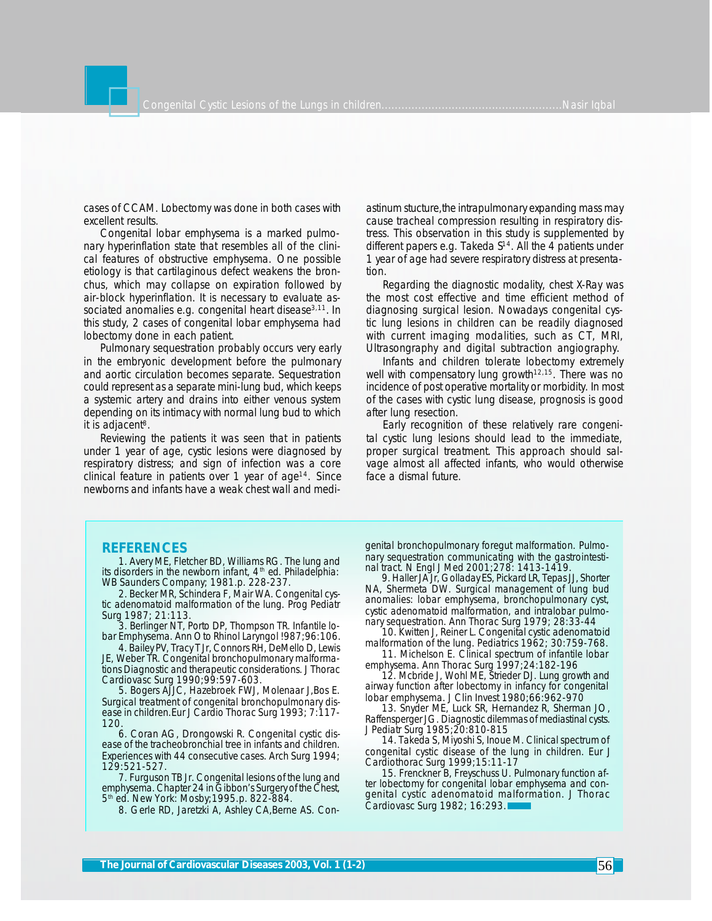cases of CCAM. Lobectomy was done in both cases with excellent results.

Congenital lobar emphysema is a marked pulmonary hyperinflation state that resembles all of the clinical features of obstructive emphysema. One possible etiology is that cartilaginous defect weakens the bronchus, which may collapse on expiration followed by air-block hyperinflation. It is necessary to evaluate associated anomalies e.g. congenital heart disease[3,11]. In this study, 2 cases of congenital lobar emphysema had lobectomy done in each patient.

Pulmonary sequestration probably occurs very early in the embryonic development before the pulmonary and aortic circulation becomes separate. Sequestration could represent as a separate mini-lung bud, which keeps a systemic artery and drains into either venous system depending on its intimacy with normal lung bud to which it is adjacent[8].

Reviewing the patients it was seen that in patients under 1 year of age, cystic lesions were diagnosed by respiratory distress; and sign of infection was a core clinical feature in patients over 1 year of age[14]. Since newborns and infants have a weak chest wall and mediastinum stucture,the intrapulmonary expanding mass may cause tracheal compression resulting in respiratory distress. This observation in this study is supplemented by different papers e.g. Takeda S[14]. All the 4 patients under 1 year of age had severe respiratory distress at presentation.

Regarding the diagnostic modality, chest X-Ray was the most cost effective and time efficient method of diagnosing surgical lesion. Nowadays congenital cystic lung lesions in children can be readily diagnosed with current imaging modalities, such as CT, MRI, Ultrasongraphy and digital subtraction angiography.

Infants and children tolerate lobectomy extremely well with compensatory lung growth[12,15]. There was no incidence of post operative mortality or morbidity. In most of the cases with cystic lung disease, prognosis is good after lung resection.

Early recognition of these relatively rare congenital cystic lung lesions should lead to the immediate, proper surgical treatment. This approach should salvage almost all affected infants, who would otherwise face a dismal future.

## REFERENCES

1. Avery ME, Fletcher BD, Williams RG. The lung and its disorders in the newborn infant, 4th ed. Philadelphia: WB Saunders Company; 1981.p. 228-237.
2. Becker MR, Schindera F, Mair WA. Congenital cystic adenomatoid malformation of the lung. Prog Pediatr Surg 1987; 21:113.
3. Berlinger NT, Porto DP, Thompson TR. Infantile lobar Emphysema. Ann O to Rhinol Laryngol !987;96:106.
4. Bailey PV, Tracy T Jr, Connors RH, DeMello D, Lewis JE, Weber TR. Congenital bronchopulmonary malformations Diagnostic and therapeutic considerations. J Thorac Cardiovasc Surg 1990;99:597-603.
5. Bogers AJJC, Hazebroek FWJ, Molenaar J,Bos E. Surgical treatment of congenital bronchopulmonary disease in children.Eur J Cardio Thorac Surg 1993; 7:117-120.
6. Coran AG, Drongowski R. Congenital cystic disease of the tracheobronchial tree in infants and children. Experiences with 44 consecutive cases. Arch Surg 1994; 129:521-527.
7. Furguson TB Jr. Congenital lesions of the lung and emphysema. Chapter 24 in Gibbon's Surgery of the Chest, 5th ed. New York: Mosby;1995.p. 822-884.
8. Gerle RD, Jaretzki A, Ashley CA,Berne AS. Congenital bronchopulmonary foregut malformation. Pulmonary sequestration communicating with the gastrointestinal tract. N Engl J Med 2001;278: 1413-1419.
9. Haller JA Jr, Golladay ES, Pickard LR, Tepas JJ, Shorter NA, Shermeta DW. Surgical management of lung bud anomalies: lobar emphysema, bronchopulmonary cyst, cystic adenomatoid malformation, and intralobar pulmonary sequestration. Ann Thorac Surg 1979; 28:33-44
10. Kwitten J, Reiner L. Congenital cystic adenomatoid malformation of the lung. Pediatrics 1962; 30:759-768.
11. Michelson E. Clinical spectrum of infantile lobar emphysema. Ann Thorac Surg 1997;24:182-196
12. Mcbride J, Wohl ME, Strieder DJ. Lung growth and airway function after lobectomy in infancy for congenital lobar emphysema. J Clin Invest 1980;66:962-970
13. Snyder ME, Luck SR, Hernandez R, Sherman JO, Raffensperger JG. Diagnostic dilemmas of mediastinal cysts. J Pediatr Surg 1985;20:810-815
14. Takeda S, Miyoshi S, Inoue M. Clinical spectrum of congenital cystic disease of the lung in children. Eur J Cardiothorac Surg 1999;15:11-17
15. Frenckner B, Freyschuss U. Pulmonary function after lobectomy for congenital lobar emphysema and congenital cystic adenomatoid malformation. J Thorac Cardiovasc Surg 1982; 16:293.